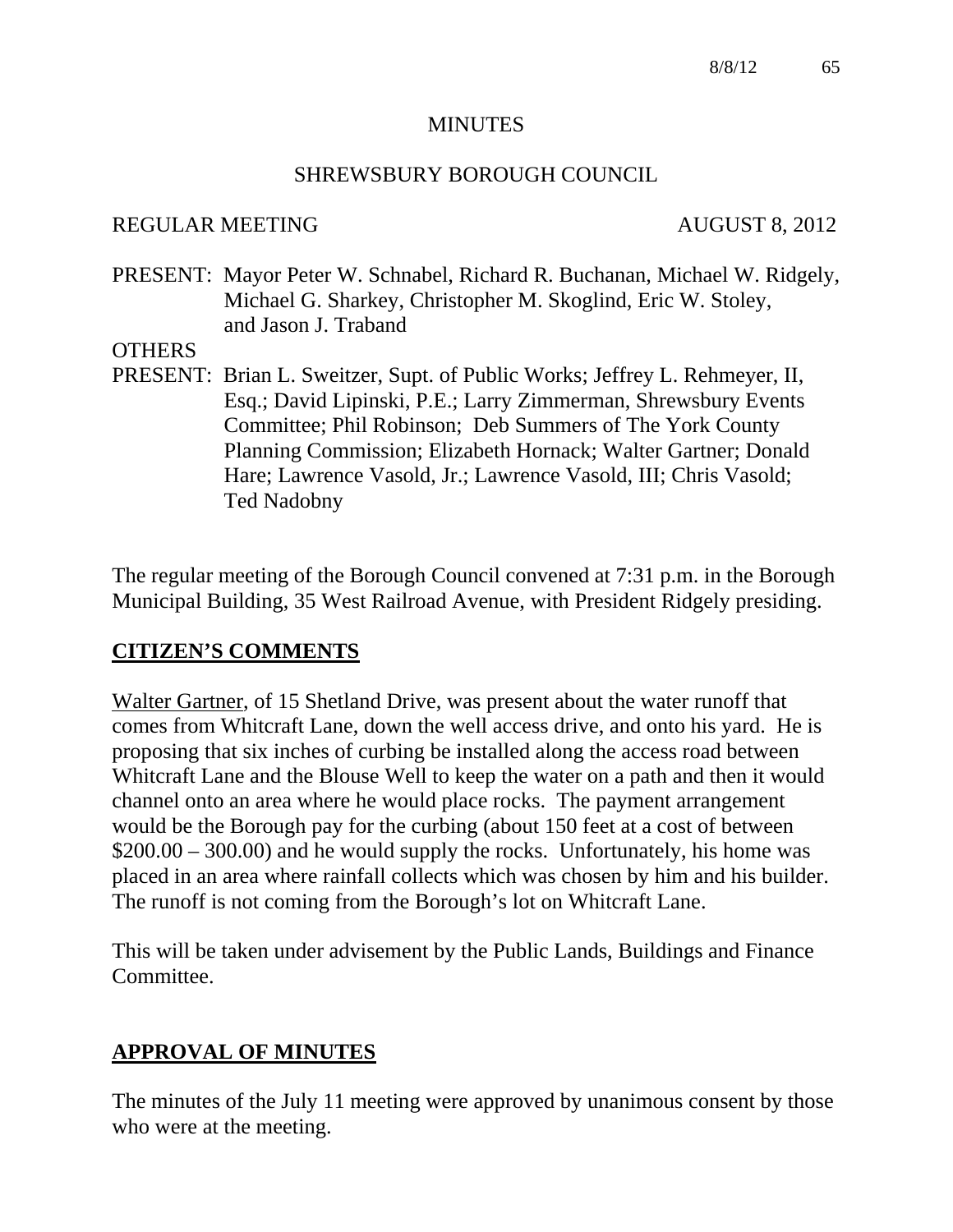# MINUTES

## SHREWSBURY BOROUGH COUNCIL

REGULAR MEETING AUGUST 8, 2012

PRESENT: Mayor Peter W. Schnabel, Richard R. Buchanan, Michael W. Ridgely, Michael G. Sharkey, Christopher M. Skoglind, Eric W. Stoley, and Jason J. Traband

OTHERS PRESENT: Brian L. Sweitzer, Supt. of Public Works; Jeffrey L. Rehmeyer, II, Esq.; David Lipinski, P.E.; Larry Zimmerman, Shrewsbury Events Committee; Phil Robinson; Deb Summers of The York County Planning Commission; Elizabeth Hornack; Walter Gartner; Donald Hare; Lawrence Vasold, Jr.; Lawrence Vasold, III; Chris Vasold; Ted Nadobny

The regular meeting of the Borough Council convened at 7:31 p.m. in the Borough Municipal Building, 35 West Railroad Avenue, with President Ridgely presiding.

## CITIZEN'S COMMENTS

Walter Gartner, of 15 Shetland Drive, was present about the water runoff that comes from Whitcraft Lane, down the well access drive, and onto his yard. He is proposing that six inches of curbing be installed along the access road between Whitcraft Lane and the Blouse Well to keep the water on a path and then it would channel onto an area where he would place rocks. The payment arrangement would be the Borough pay for the curbing (about 150 feet at a cost of between $200.00 – 300.00) and he would supply the rocks. Unfortunately, his home was placed in an area where rainfall collects which was chosen by him and his builder. The runoff is not coming from the Borough's lot on Whitcraft Lane.

This will be taken under advisement by the Public Lands, Buildings and Finance Committee.

## APPROVAL OF MINUTES

The minutes of the July 11 meeting were approved by unanimous consent by those who were at the meeting.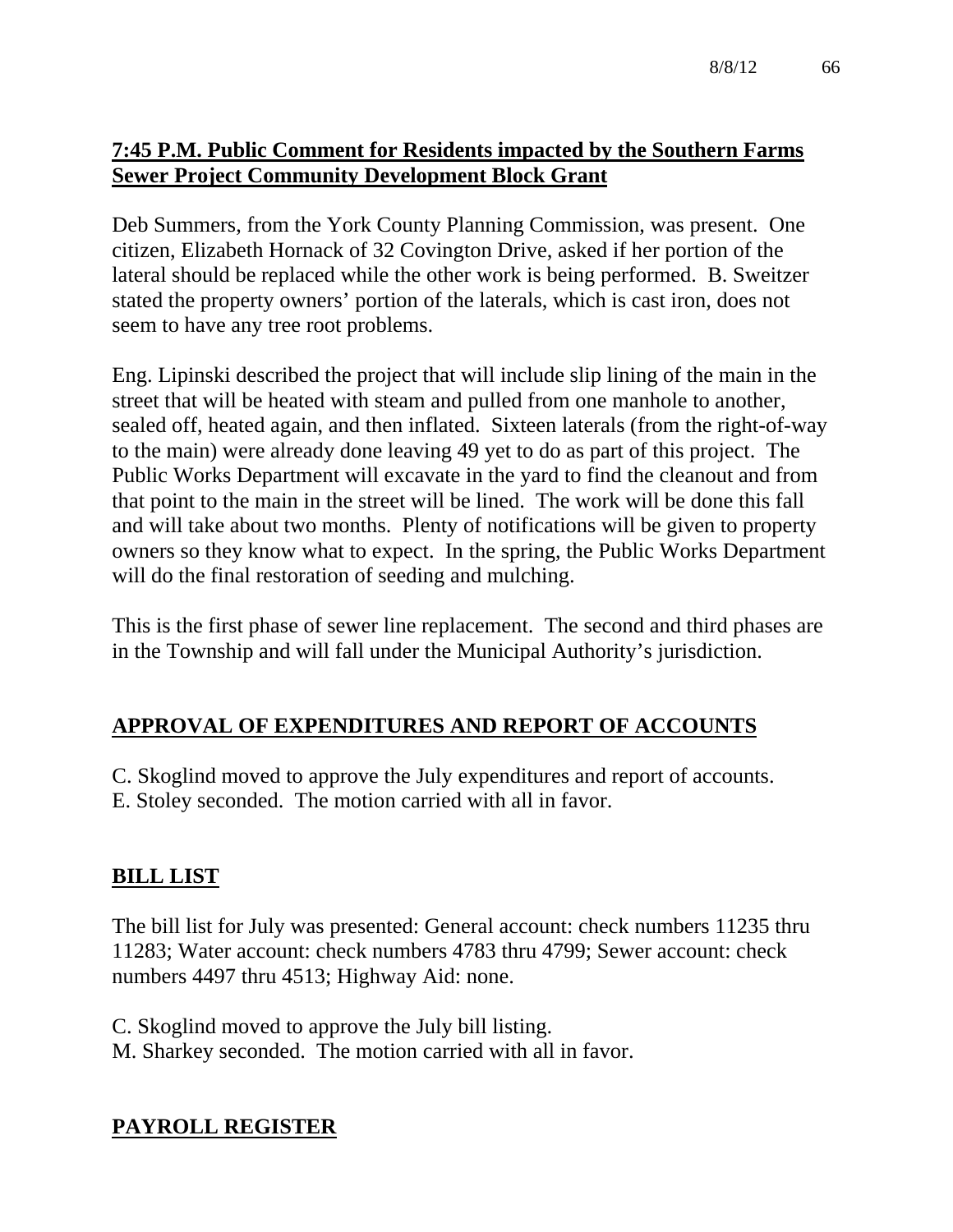**7:45 P.M. Public Comment for Residents impacted by the Southern Farms Sewer Project Community Development Block Grant**

Deb Summers, from the York County Planning Commission, was present. One citizen, Elizabeth Hornack of 32 Covington Drive, asked if her portion of the lateral should be replaced while the other work is being performed. B. Sweitzer stated the property owners' portion of the laterals, which is cast iron, does not seem to have any tree root problems.

Eng. Lipinski described the project that will include slip lining of the main in the street that will be heated with steam and pulled from one manhole to another, sealed off, heated again, and then inflated. Sixteen laterals (from the right-of-way to the main) were already done leaving 49 yet to do as part of this project. The Public Works Department will excavate in the yard to find the cleanout and from that point to the main in the street will be lined. The work will be done this fall and will take about two months. Plenty of notifications will be given to property owners so they know what to expect. In the spring, the Public Works Department will do the final restoration of seeding and mulching.

This is the first phase of sewer line replacement. The second and third phases are in the Township and will fall under the Municipal Authority's jurisdiction.

## APPROVAL OF EXPENDITURES AND REPORT OF ACCOUNTS

C. Skoglind moved to approve the July expenditures and report of accounts.
E. Stoley seconded. The motion carried with all in favor.

## BILL LIST

The bill list for July was presented: General account: check numbers 11235 thru 11283; Water account: check numbers 4783 thru 4799; Sewer account: check numbers 4497 thru 4513; Highway Aid: none.

C. Skoglind moved to approve the July bill listing.
M. Sharkey seconded. The motion carried with all in favor.

## PAYROLL REGISTER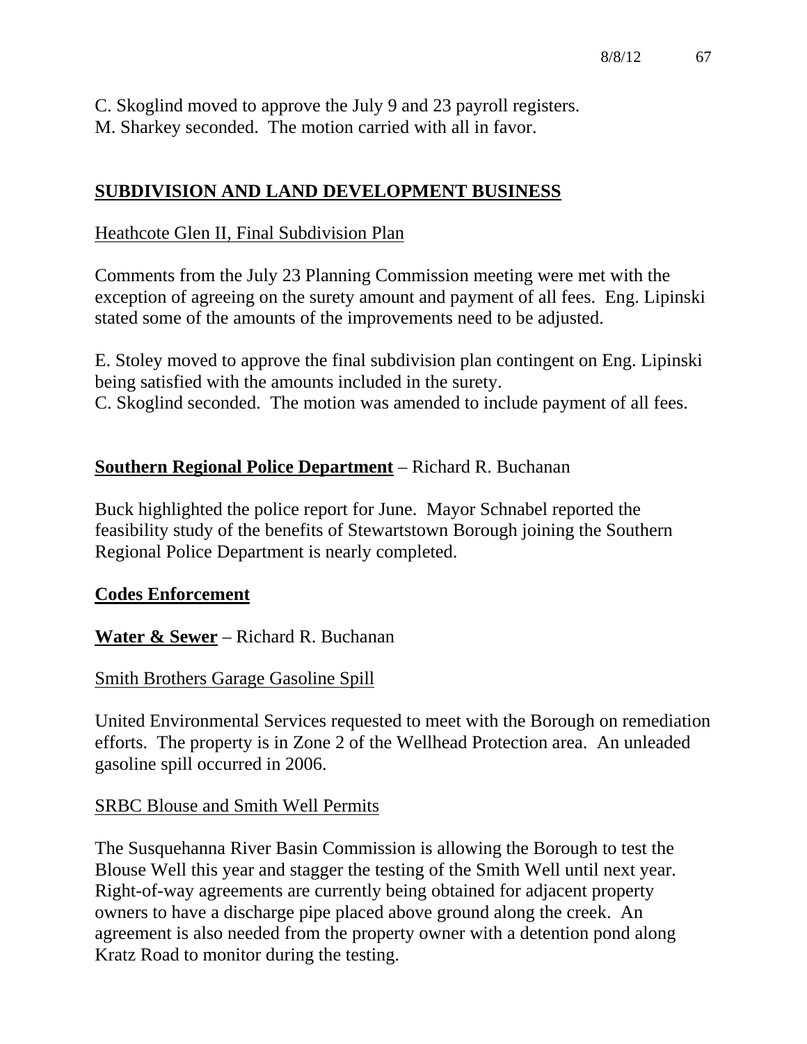C. Skoglind moved to approve the July 9 and 23 payroll registers.
M. Sharkey seconded. The motion carried with all in favor.

## SUBDIVISION AND LAND DEVELOPMENT BUSINESS

Heathcote Glen II, Final Subdivision Plan

Comments from the July 23 Planning Commission meeting were met with the exception of agreeing on the surety amount and payment of all fees. Eng. Lipinski stated some of the amounts of the improvements need to be adjusted.

E. Stoley moved to approve the final subdivision plan contingent on Eng. Lipinski being satisfied with the amounts included in the surety.
C. Skoglind seconded. The motion was amended to include payment of all fees.

**Southern Regional Police Department** – Richard R. Buchanan

Buck highlighted the police report for June. Mayor Schnabel reported the feasibility study of the benefits of Stewartstown Borough joining the Southern Regional Police Department is nearly completed.

**Codes Enforcement**

**Water & Sewer** – Richard R. Buchanan

Smith Brothers Garage Gasoline Spill

United Environmental Services requested to meet with the Borough on remediation efforts. The property is in Zone 2 of the Wellhead Protection area. An unleaded gasoline spill occurred in 2006.

SRBC Blouse and Smith Well Permits

The Susquehanna River Basin Commission is allowing the Borough to test the Blouse Well this year and stagger the testing of the Smith Well until next year. Right-of-way agreements are currently being obtained for adjacent property owners to have a discharge pipe placed above ground along the creek. An agreement is also needed from the property owner with a detention pond along Kratz Road to monitor during the testing.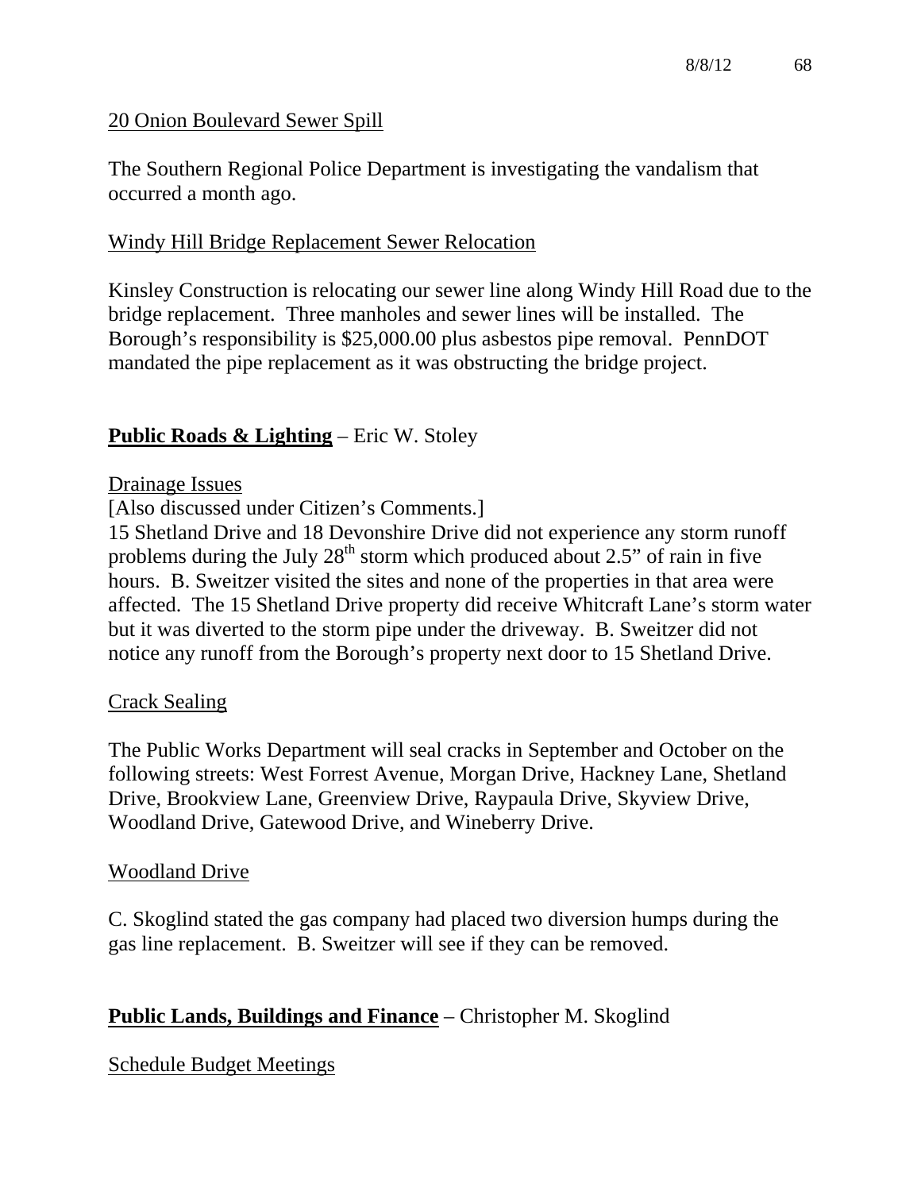<u>20 Onion Boulevard Sewer Spill</u>

The Southern Regional Police Department is investigating the vandalism that occurred a month ago.

<u>Windy Hill Bridge Replacement Sewer Relocation</u>

Kinsley Construction is relocating our sewer line along Windy Hill Road due to the bridge replacement. Three manholes and sewer lines will be installed. The Borough's responsibility is $25,000.00 plus asbestos pipe removal. PennDOT mandated the pipe replacement as it was obstructing the bridge project.

**<u>Public Roads & Lighting</u>** – Eric W. Stoley

<u>Drainage Issues</u>

[Also discussed under Citizen's Comments.]

15 Shetland Drive and 18 Devonshire Drive did not experience any storm runoff problems during the July 28th storm which produced about 2.5" of rain in five hours. B. Sweitzer visited the sites and none of the properties in that area were affected. The 15 Shetland Drive property did receive Whitcraft Lane's storm water but it was diverted to the storm pipe under the driveway. B. Sweitzer did not notice any runoff from the Borough's property next door to 15 Shetland Drive.

<u>Crack Sealing</u>

The Public Works Department will seal cracks in September and October on the following streets: West Forrest Avenue, Morgan Drive, Hackney Lane, Shetland Drive, Brookview Lane, Greenview Drive, Raypaula Drive, Skyview Drive, Woodland Drive, Gatewood Drive, and Wineberry Drive.

<u>Woodland Drive</u>

C. Skoglind stated the gas company had placed two diversion humps during the gas line replacement. B. Sweitzer will see if they can be removed.

**<u>Public Lands, Buildings and Finance</u>** – Christopher M. Skoglind

<u>Schedule Budget Meetings</u>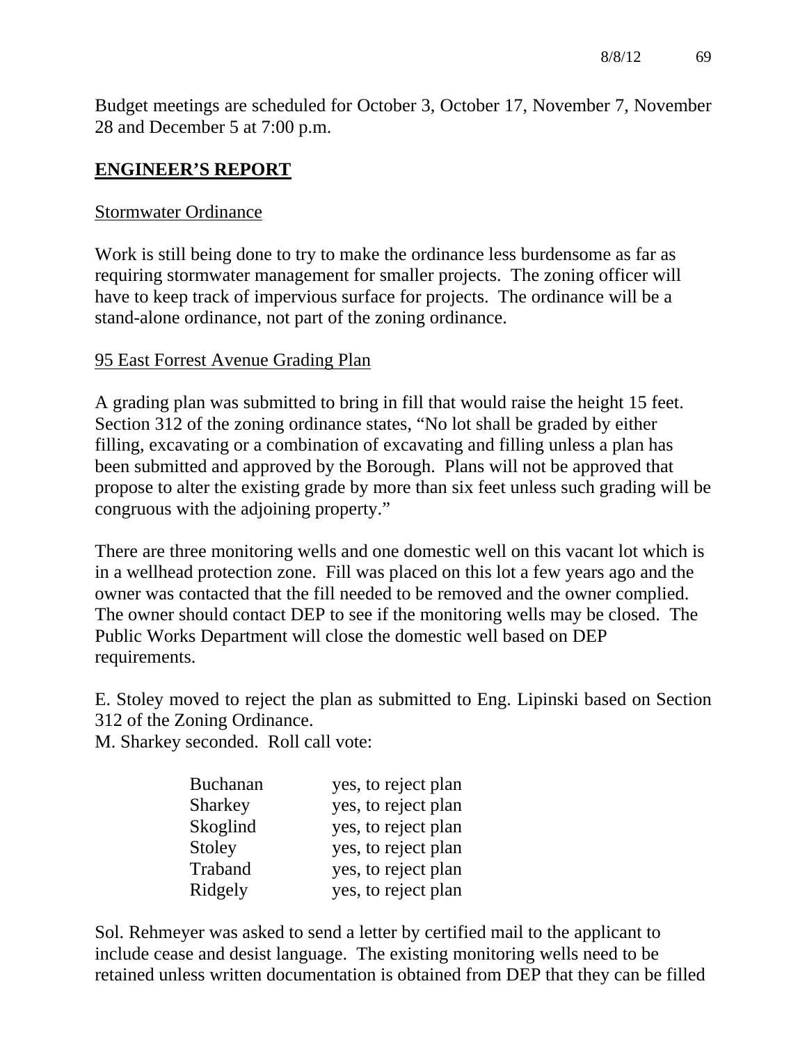Budget meetings are scheduled for October 3, October 17, November 7, November 28 and December 5 at 7:00 p.m.

## ENGINEER'S REPORT

### Stormwater Ordinance

Work is still being done to try to make the ordinance less burdensome as far as requiring stormwater management for smaller projects. The zoning officer will have to keep track of impervious surface for projects. The ordinance will be a stand-alone ordinance, not part of the zoning ordinance.

### 95 East Forrest Avenue Grading Plan

A grading plan was submitted to bring in fill that would raise the height 15 feet. Section 312 of the zoning ordinance states, "No lot shall be graded by either filling, excavating or a combination of excavating and filling unless a plan has been submitted and approved by the Borough. Plans will not be approved that propose to alter the existing grade by more than six feet unless such grading will be congruous with the adjoining property."

There are three monitoring wells and one domestic well on this vacant lot which is in a wellhead protection zone. Fill was placed on this lot a few years ago and the owner was contacted that the fill needed to be removed and the owner complied. The owner should contact DEP to see if the monitoring wells may be closed. The Public Works Department will close the domestic well based on DEP requirements.

E. Stoley moved to reject the plan as submitted to Eng. Lipinski based on Section 312 of the Zoning Ordinance.
M. Sharkey seconded. Roll call vote:

| | |
|---|---|
| Buchanan | yes, to reject plan |
| Sharkey | yes, to reject plan |
| Skoglind | yes, to reject plan |
| Stoley | yes, to reject plan |
| Traband | yes, to reject plan |
| Ridgely | yes, to reject plan |

Sol. Rehmeyer was asked to send a letter by certified mail to the applicant to include cease and desist language. The existing monitoring wells need to be retained unless written documentation is obtained from DEP that they can be filled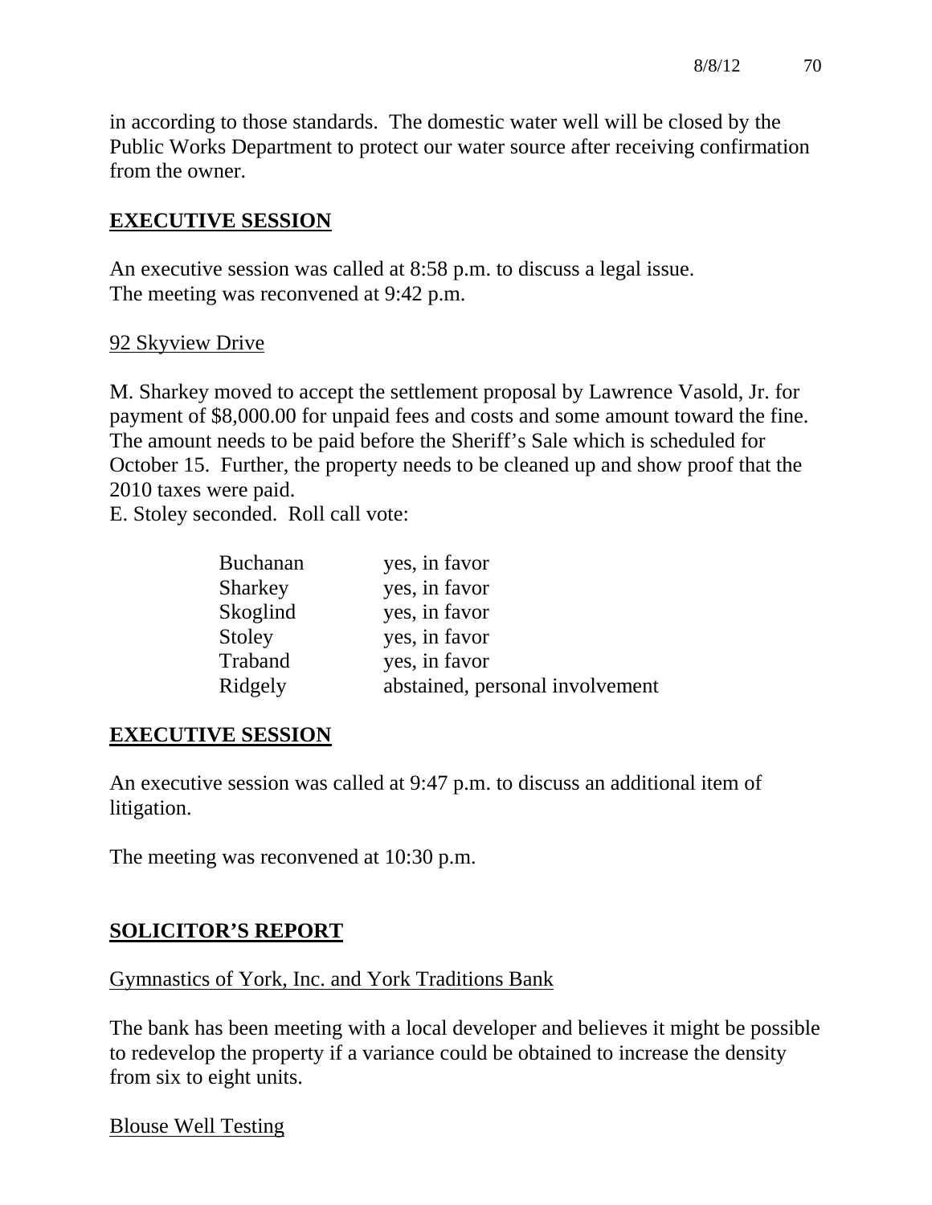in according to those standards. The domestic water well will be closed by the Public Works Department to protect our water source after receiving confirmation from the owner.

## EXECUTIVE SESSION

An executive session was called at 8:58 p.m. to discuss a legal issue.
The meeting was reconvened at 9:42 p.m.

92 Skyview Drive

M. Sharkey moved to accept the settlement proposal by Lawrence Vasold, Jr. for payment of $8,000.00 for unpaid fees and costs and some amount toward the fine. The amount needs to be paid before the Sheriff's Sale which is scheduled for October 15. Further, the property needs to be cleaned up and show proof that the 2010 taxes were paid.
E. Stoley seconded. Roll call vote:

| | |
|---|---|
| Buchanan | yes, in favor |
| Sharkey | yes, in favor |
| Skoglind | yes, in favor |
| Stoley | yes, in favor |
| Traband | yes, in favor |
| Ridgely | abstained, personal involvement |

## EXECUTIVE SESSION

An executive session was called at 9:47 p.m. to discuss an additional item of litigation.

The meeting was reconvened at 10:30 p.m.

## SOLICITOR'S REPORT

Gymnastics of York, Inc. and York Traditions Bank

The bank has been meeting with a local developer and believes it might be possible to redevelop the property if a variance could be obtained to increase the density from six to eight units.

Blouse Well Testing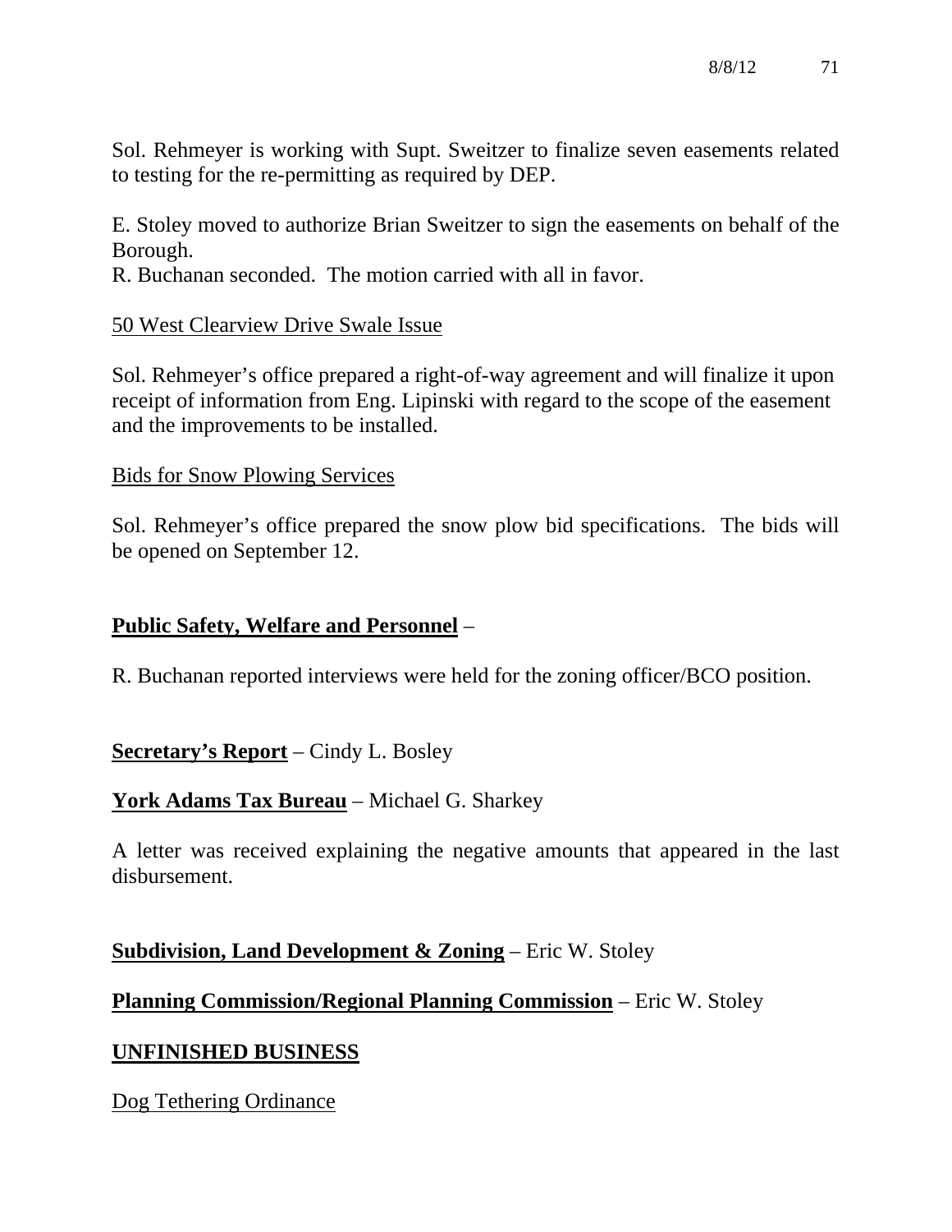Sol. Rehmeyer is working with Supt. Sweitzer to finalize seven easements related to testing for the re-permitting as required by DEP.

E. Stoley moved to authorize Brian Sweitzer to sign the easements on behalf of the Borough.
R. Buchanan seconded. The motion carried with all in favor.

50 West Clearview Drive Swale Issue

Sol. Rehmeyer's office prepared a right-of-way agreement and will finalize it upon receipt of information from Eng. Lipinski with regard to the scope of the easement and the improvements to be installed.

Bids for Snow Plowing Services

Sol. Rehmeyer's office prepared the snow plow bid specifications. The bids will be opened on September 12.

**Public Safety, Welfare and Personnel** –

R. Buchanan reported interviews were held for the zoning officer/BCO position.

**Secretary's Report** – Cindy L. Bosley

**York Adams Tax Bureau** – Michael G. Sharkey

A letter was received explaining the negative amounts that appeared in the last disbursement.

**Subdivision, Land Development & Zoning** – Eric W. Stoley

**Planning Commission/Regional Planning Commission** – Eric W. Stoley

**UNFINISHED BUSINESS**

Dog Tethering Ordinance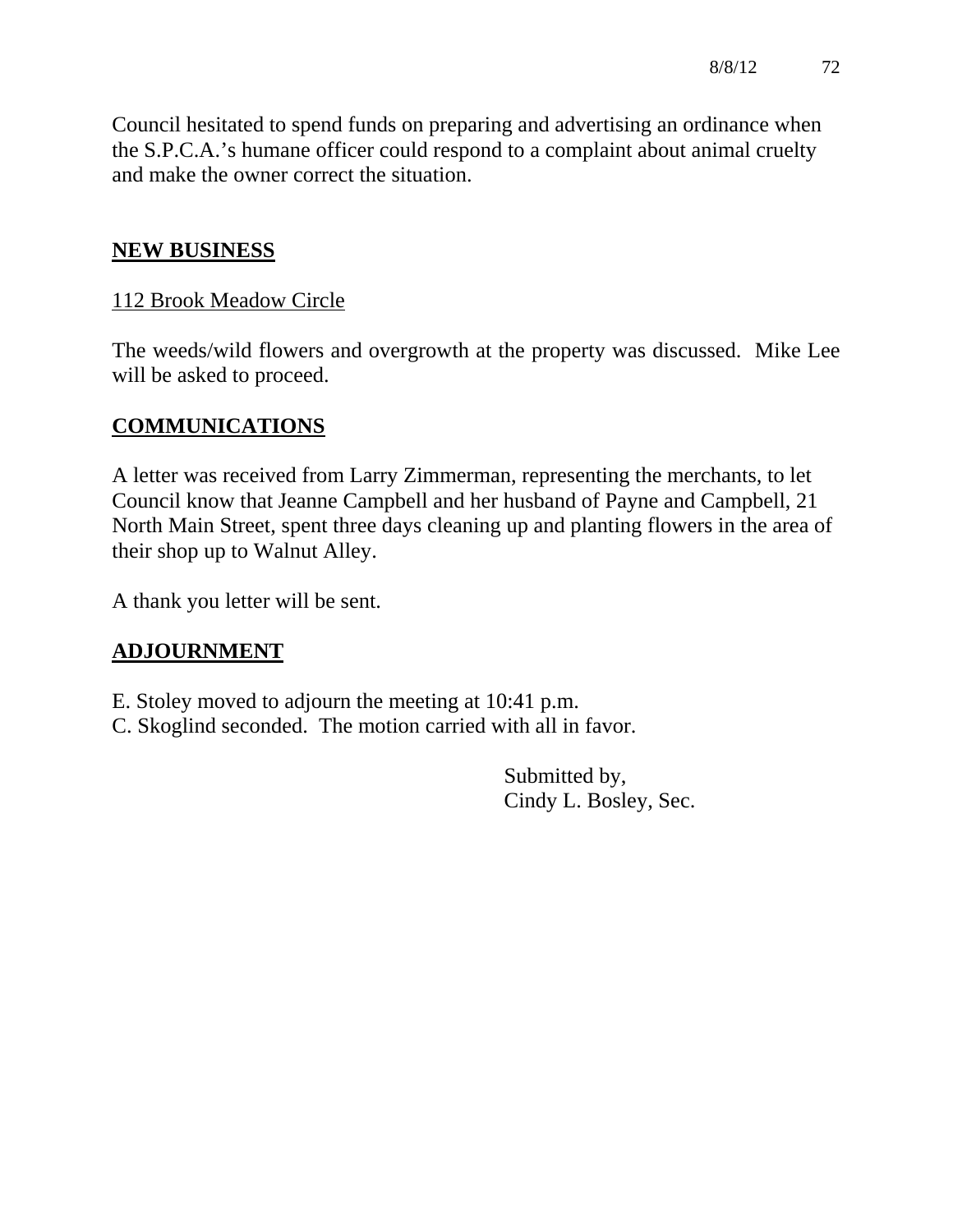Council hesitated to spend funds on preparing and advertising an ordinance when the S.P.C.A.'s humane officer could respond to a complaint about animal cruelty and make the owner correct the situation.

## NEW BUSINESS

112 Brook Meadow Circle

The weeds/wild flowers and overgrowth at the property was discussed. Mike Lee will be asked to proceed.

## COMMUNICATIONS

A letter was received from Larry Zimmerman, representing the merchants, to let Council know that Jeanne Campbell and her husband of Payne and Campbell, 21 North Main Street, spent three days cleaning up and planting flowers in the area of their shop up to Walnut Alley.

A thank you letter will be sent.

## ADJOURNMENT

E. Stoley moved to adjourn the meeting at 10:41 p.m.
C. Skoglind seconded. The motion carried with all in favor.

Submitted by,
Cindy L. Bosley, Sec.